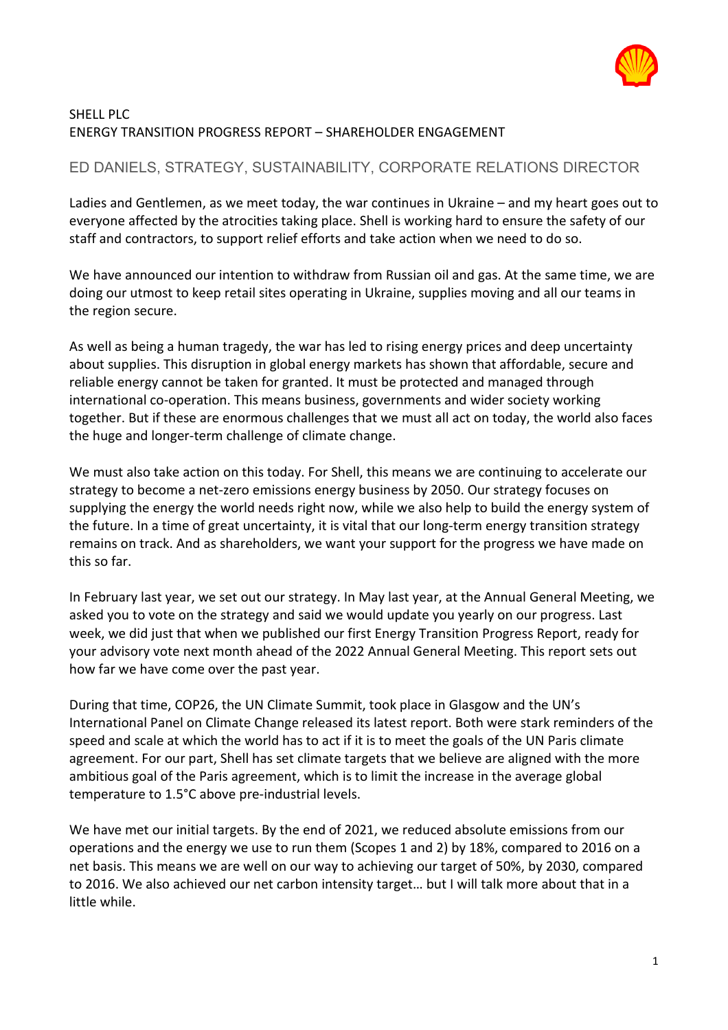SHELL PLC
ENERGY TRANSITION PROGRESS REPORT – SHAREHOLDER ENGAGEMENT

## ED DANIELS, STRATEGY, SUSTAINABILITY, CORPORATE RELATIONS DIRECTOR

Ladies and Gentlemen, as we meet today, the war continues in Ukraine – and my heart goes out to everyone affected by the atrocities taking place. Shell is working hard to ensure the safety of our staff and contractors, to support relief efforts and take action when we need to do so.

We have announced our intention to withdraw from Russian oil and gas. At the same time, we are doing our utmost to keep retail sites operating in Ukraine, supplies moving and all our teams in the region secure.

As well as being a human tragedy, the war has led to rising energy prices and deep uncertainty about supplies. This disruption in global energy markets has shown that affordable, secure and reliable energy cannot be taken for granted. It must be protected and managed through international co-operation. This means business, governments and wider society working together. But if these are enormous challenges that we must all act on today, the world also faces the huge and longer-term challenge of climate change.

We must also take action on this today. For Shell, this means we are continuing to accelerate our strategy to become a net-zero emissions energy business by 2050. Our strategy focuses on supplying the energy the world needs right now, while we also help to build the energy system of the future. In a time of great uncertainty, it is vital that our long-term energy transition strategy remains on track. And as shareholders, we want your support for the progress we have made on this so far.

In February last year, we set out our strategy. In May last year, at the Annual General Meeting, we asked you to vote on the strategy and said we would update you yearly on our progress. Last week, we did just that when we published our first Energy Transition Progress Report, ready for your advisory vote next month ahead of the 2022 Annual General Meeting. This report sets out how far we have come over the past year.

During that time, COP26, the UN Climate Summit, took place in Glasgow and the UN's International Panel on Climate Change released its latest report. Both were stark reminders of the speed and scale at which the world has to act if it is to meet the goals of the UN Paris climate agreement. For our part, Shell has set climate targets that we believe are aligned with the more ambitious goal of the Paris agreement, which is to limit the increase in the average global temperature to 1.5°C above pre-industrial levels.

We have met our initial targets. By the end of 2021, we reduced absolute emissions from our operations and the energy we use to run them (Scopes 1 and 2) by 18%, compared to 2016 on a net basis. This means we are well on our way to achieving our target of 50%, by 2030, compared to 2016. We also achieved our net carbon intensity target… but I will talk more about that in a little while.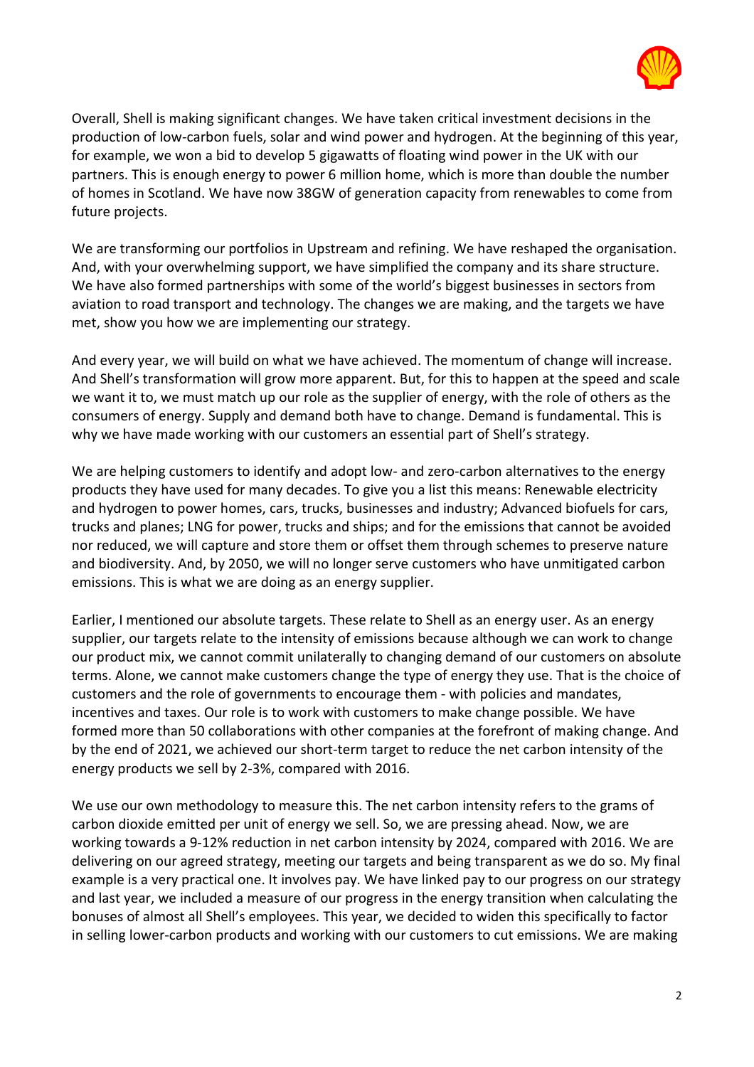Overall, Shell is making significant changes. We have taken critical investment decisions in the production of low-carbon fuels, solar and wind power and hydrogen. At the beginning of this year, for example, we won a bid to develop 5 gigawatts of floating wind power in the UK with our partners. This is enough energy to power 6 million home, which is more than double the number of homes in Scotland. We have now 38GW of generation capacity from renewables to come from future projects.

We are transforming our portfolios in Upstream and refining. We have reshaped the organisation. And, with your overwhelming support, we have simplified the company and its share structure. We have also formed partnerships with some of the world's biggest businesses in sectors from aviation to road transport and technology. The changes we are making, and the targets we have met, show you how we are implementing our strategy.

And every year, we will build on what we have achieved. The momentum of change will increase. And Shell's transformation will grow more apparent. But, for this to happen at the speed and scale we want it to, we must match up our role as the supplier of energy, with the role of others as the consumers of energy. Supply and demand both have to change. Demand is fundamental. This is why we have made working with our customers an essential part of Shell's strategy.

We are helping customers to identify and adopt low- and zero-carbon alternatives to the energy products they have used for many decades. To give you a list this means: Renewable electricity and hydrogen to power homes, cars, trucks, businesses and industry; Advanced biofuels for cars, trucks and planes; LNG for power, trucks and ships; and for the emissions that cannot be avoided nor reduced, we will capture and store them or offset them through schemes to preserve nature and biodiversity. And, by 2050, we will no longer serve customers who have unmitigated carbon emissions. This is what we are doing as an energy supplier.

Earlier, I mentioned our absolute targets. These relate to Shell as an energy user. As an energy supplier, our targets relate to the intensity of emissions because although we can work to change our product mix, we cannot commit unilaterally to changing demand of our customers on absolute terms. Alone, we cannot make customers change the type of energy they use. That is the choice of customers and the role of governments to encourage them - with policies and mandates, incentives and taxes. Our role is to work with customers to make change possible. We have formed more than 50 collaborations with other companies at the forefront of making change. And by the end of 2021, we achieved our short-term target to reduce the net carbon intensity of the energy products we sell by 2-3%, compared with 2016.

We use our own methodology to measure this. The net carbon intensity refers to the grams of carbon dioxide emitted per unit of energy we sell. So, we are pressing ahead. Now, we are working towards a 9-12% reduction in net carbon intensity by 2024, compared with 2016. We are delivering on our agreed strategy, meeting our targets and being transparent as we do so. My final example is a very practical one. It involves pay. We have linked pay to our progress on our strategy and last year, we included a measure of our progress in the energy transition when calculating the bonuses of almost all Shell's employees. This year, we decided to widen this specifically to factor in selling lower-carbon products and working with our customers to cut emissions. We are making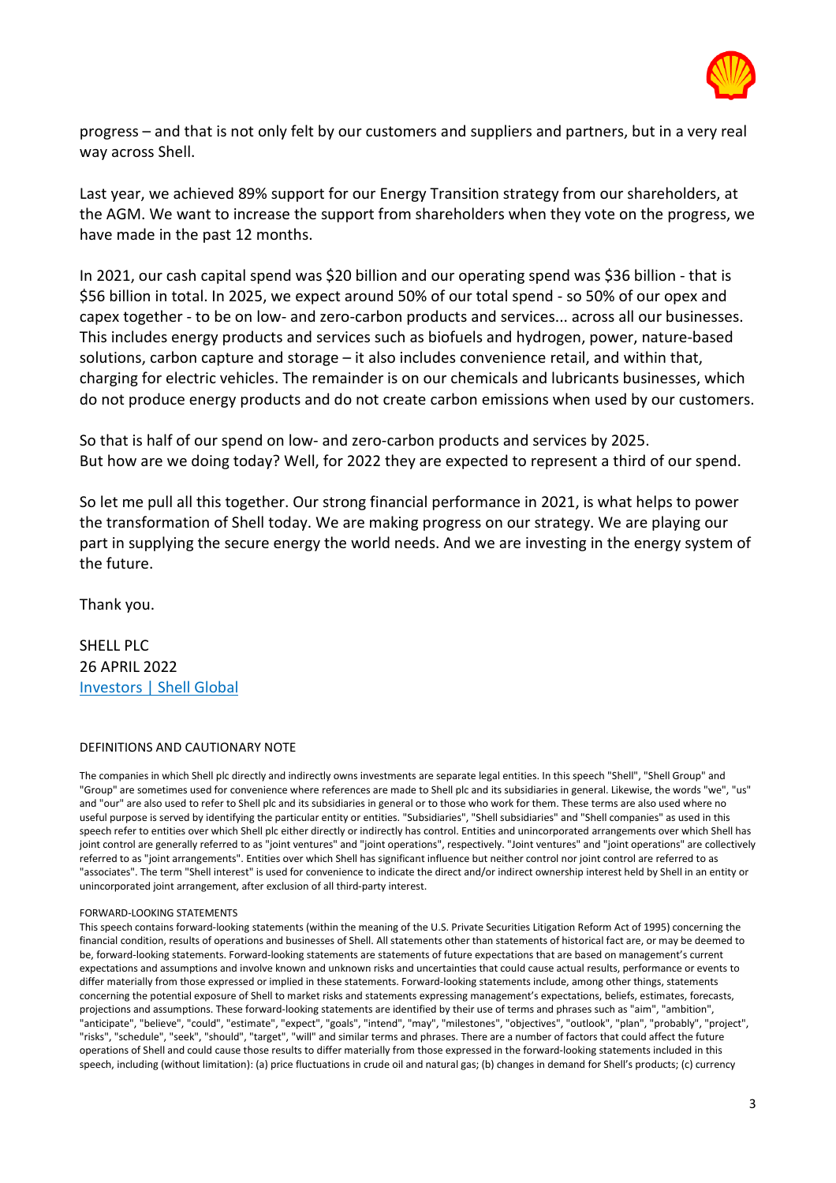progress – and that is not only felt by our customers and suppliers and partners, but in a very real way across Shell.

Last year, we achieved 89% support for our Energy Transition strategy from our shareholders, at the AGM. We want to increase the support from shareholders when they vote on the progress, we have made in the past 12 months.

In 2021, our cash capital spend was $20 billion and our operating spend was $36 billion - that is $56 billion in total. In 2025, we expect around 50% of our total spend - so 50% of our opex and capex together - to be on low- and zero-carbon products and services... across all our businesses. This includes energy products and services such as biofuels and hydrogen, power, nature-based solutions, carbon capture and storage – it also includes convenience retail, and within that, charging for electric vehicles. The remainder is on our chemicals and lubricants businesses, which do not produce energy products and do not create carbon emissions when used by our customers.

So that is half of our spend on low- and zero-carbon products and services by 2025.
But how are we doing today? Well, for 2022 they are expected to represent a third of our spend.

So let me pull all this together. Our strong financial performance in 2021, is what helps to power the transformation of Shell today. We are making progress on our strategy. We are playing our part in supplying the secure energy the world needs. And we are investing in the energy system of the future.

Thank you.

SHELL PLC
26 APRIL 2022
[Investors | Shell Global]

DEFINITIONS AND CAUTIONARY NOTE

The companies in which Shell plc directly and indirectly owns investments are separate legal entities. In this speech "Shell", "Shell Group" and "Group" are sometimes used for convenience where references are made to Shell plc and its subsidiaries in general. Likewise, the words "we", "us" and "our" are also used to refer to Shell plc and its subsidiaries in general or to those who work for them. These terms are also used where no useful purpose is served by identifying the particular entity or entities. "Subsidiaries", "Shell subsidiaries" and "Shell companies" as used in this speech refer to entities over which Shell plc either directly or indirectly has control. Entities and unincorporated arrangements over which Shell has joint control are generally referred to as "joint ventures" and "joint operations", respectively. "Joint ventures" and "joint operations" are collectively referred to as "joint arrangements". Entities over which Shell has significant influence but neither control nor joint control are referred to as "associates". The term "Shell interest" is used for convenience to indicate the direct and/or indirect ownership interest held by Shell in an entity or unincorporated joint arrangement, after exclusion of all third-party interest.

FORWARD-LOOKING STATEMENTS

This speech contains forward-looking statements (within the meaning of the U.S. Private Securities Litigation Reform Act of 1995) concerning the financial condition, results of operations and businesses of Shell. All statements other than statements of historical fact are, or may be deemed to be, forward-looking statements. Forward-looking statements are statements of future expectations that are based on management's current expectations and assumptions and involve known and unknown risks and uncertainties that could cause actual results, performance or events to differ materially from those expressed or implied in these statements. Forward-looking statements include, among other things, statements concerning the potential exposure of Shell to market risks and statements expressing management's expectations, beliefs, estimates, forecasts, projections and assumptions. These forward-looking statements are identified by their use of terms and phrases such as "aim", "ambition", "anticipate", "believe", "could", "estimate", "expect", "goals", "intend", "may", "milestones", "objectives", "outlook", "plan", "probably", "project", "risks", "schedule", "seek", "should", "target", "will" and similar terms and phrases. There are a number of factors that could affect the future operations of Shell and could cause those results to differ materially from those expressed in the forward-looking statements included in this speech, including (without limitation): (a) price fluctuations in crude oil and natural gas; (b) changes in demand for Shell's products; (c) currency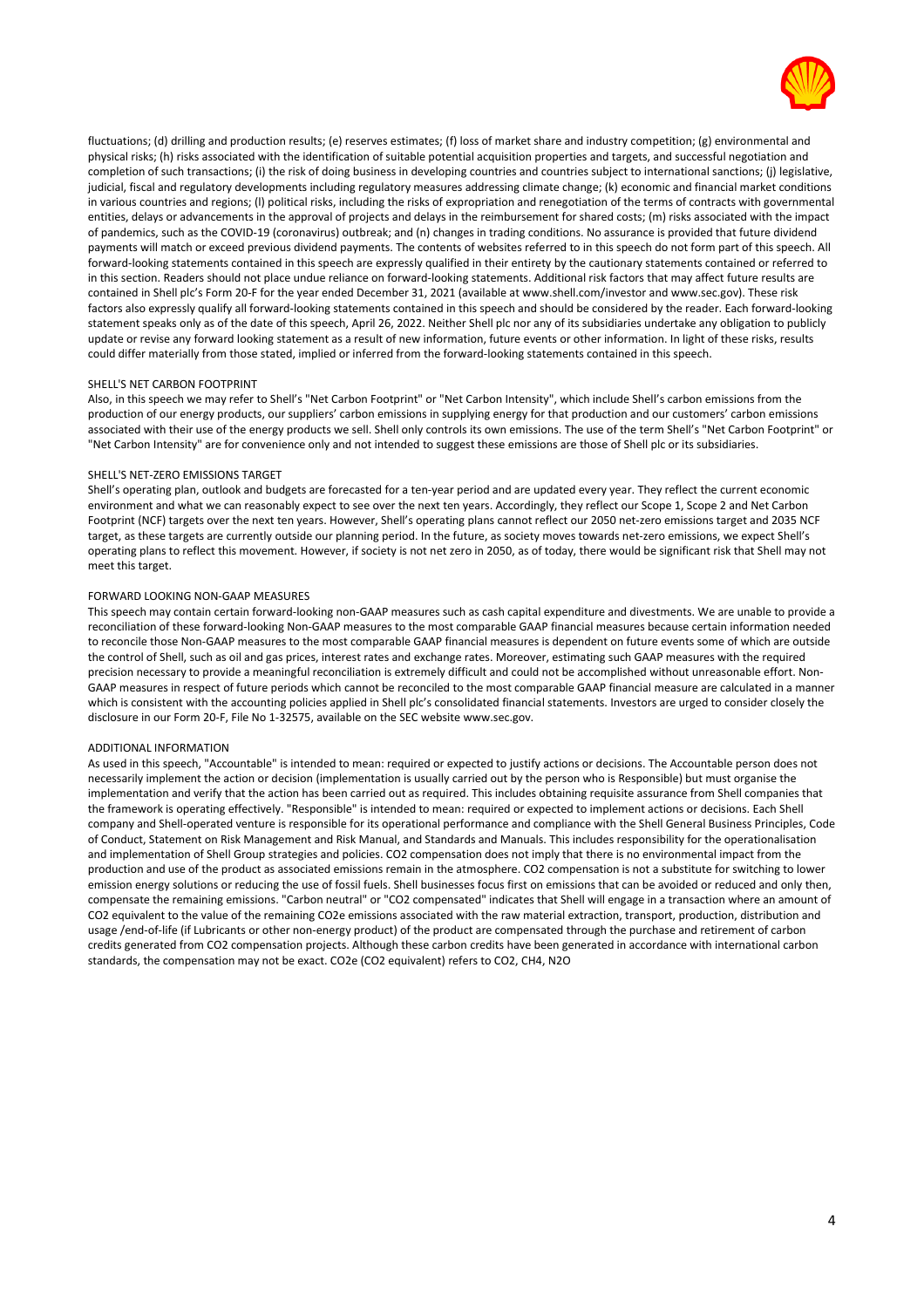fluctuations; (d) drilling and production results; (e) reserves estimates; (f) loss of market share and industry competition; (g) environmental and physical risks; (h) risks associated with the identification of suitable potential acquisition properties and targets, and successful negotiation and completion of such transactions; (i) the risk of doing business in developing countries and countries subject to international sanctions; (j) legislative, judicial, fiscal and regulatory developments including regulatory measures addressing climate change; (k) economic and financial market conditions in various countries and regions; (l) political risks, including the risks of expropriation and renegotiation of the terms of contracts with governmental entities, delays or advancements in the approval of projects and delays in the reimbursement for shared costs; (m) risks associated with the impact of pandemics, such as the COVID-19 (coronavirus) outbreak; and (n) changes in trading conditions. No assurance is provided that future dividend payments will match or exceed previous dividend payments. The contents of websites referred to in this speech do not form part of this speech. All forward-looking statements contained in this speech are expressly qualified in their entirety by the cautionary statements contained or referred to in this section. Readers should not place undue reliance on forward-looking statements. Additional risk factors that may affect future results are contained in Shell plc's Form 20-F for the year ended December 31, 2021 (available at www.shell.com/investor and www.sec.gov). These risk factors also expressly qualify all forward-looking statements contained in this speech and should be considered by the reader. Each forward-looking statement speaks only as of the date of this speech, April 26, 2022. Neither Shell plc nor any of its subsidiaries undertake any obligation to publicly update or revise any forward looking statement as a result of new information, future events or other information. In light of these risks, results could differ materially from those stated, implied or inferred from the forward-looking statements contained in this speech.

SHELL'S NET CARBON FOOTPRINT

Also, in this speech we may refer to Shell's "Net Carbon Footprint" or "Net Carbon Intensity", which include Shell's carbon emissions from the production of our energy products, our suppliers' carbon emissions in supplying energy for that production and our customers' carbon emissions associated with their use of the energy products we sell. Shell only controls its own emissions. The use of the term Shell's "Net Carbon Footprint" or "Net Carbon Intensity" are for convenience only and not intended to suggest these emissions are those of Shell plc or its subsidiaries.

SHELL'S NET-ZERO EMISSIONS TARGET

Shell's operating plan, outlook and budgets are forecasted for a ten-year period and are updated every year. They reflect the current economic environment and what we can reasonably expect to see over the next ten years. Accordingly, they reflect our Scope 1, Scope 2 and Net Carbon Footprint (NCF) targets over the next ten years. However, Shell's operating plans cannot reflect our 2050 net-zero emissions target and 2035 NCF target, as these targets are currently outside our planning period. In the future, as society moves towards net-zero emissions, we expect Shell's operating plans to reflect this movement. However, if society is not net zero in 2050, as of today, there would be significant risk that Shell may not meet this target.

FORWARD LOOKING NON-GAAP MEASURES

This speech may contain certain forward-looking non-GAAP measures such as cash capital expenditure and divestments. We are unable to provide a reconciliation of these forward-looking Non-GAAP measures to the most comparable GAAP financial measures because certain information needed to reconcile those Non-GAAP measures to the most comparable GAAP financial measures is dependent on future events some of which are outside the control of Shell, such as oil and gas prices, interest rates and exchange rates. Moreover, estimating such GAAP measures with the required precision necessary to provide a meaningful reconciliation is extremely difficult and could not be accomplished without unreasonable effort. Non-GAAP measures in respect of future periods which cannot be reconciled to the most comparable GAAP financial measure are calculated in a manner which is consistent with the accounting policies applied in Shell plc's consolidated financial statements. Investors are urged to consider closely the disclosure in our Form 20-F, File No 1-32575, available on the SEC website www.sec.gov.

ADDITIONAL INFORMATION

As used in this speech, "Accountable" is intended to mean: required or expected to justify actions or decisions. The Accountable person does not necessarily implement the action or decision (implementation is usually carried out by the person who is Responsible) but must organise the implementation and verify that the action has been carried out as required. This includes obtaining requisite assurance from Shell companies that the framework is operating effectively. "Responsible" is intended to mean: required or expected to implement actions or decisions. Each Shell company and Shell-operated venture is responsible for its operational performance and compliance with the Shell General Business Principles, Code of Conduct, Statement on Risk Management and Risk Manual, and Standards and Manuals. This includes responsibility for the operationalisation and implementation of Shell Group strategies and policies. $CO_2$ compensation does not imply that there is no environmental impact from the production and use of the product as associated emissions remain in the atmosphere. $CO_2$ compensation is not a substitute for switching to lower emission energy solutions or reducing the use of fossil fuels. Shell businesses focus first on emissions that can be avoided or reduced and only then, compensate the remaining emissions. "Carbon neutral" or "$CO_2$ compensated" indicates that Shell will engage in a transaction where an amount of $CO_2$ equivalent to the value of the remaining $CO_2e$ emissions associated with the raw material extraction, transport, production, distribution and usage /end-of-life (if Lubricants or other non-energy product) of the product are compensated through the purchase and retirement of carbon credits generated from $CO_2$ compensation projects. Although these carbon credits have been generated in accordance with international carbon standards, the compensation may not be exact. $CO_2e$ ($CO_2$ equivalent) refers to $CO_2$, $CH_4$, $N_2O$